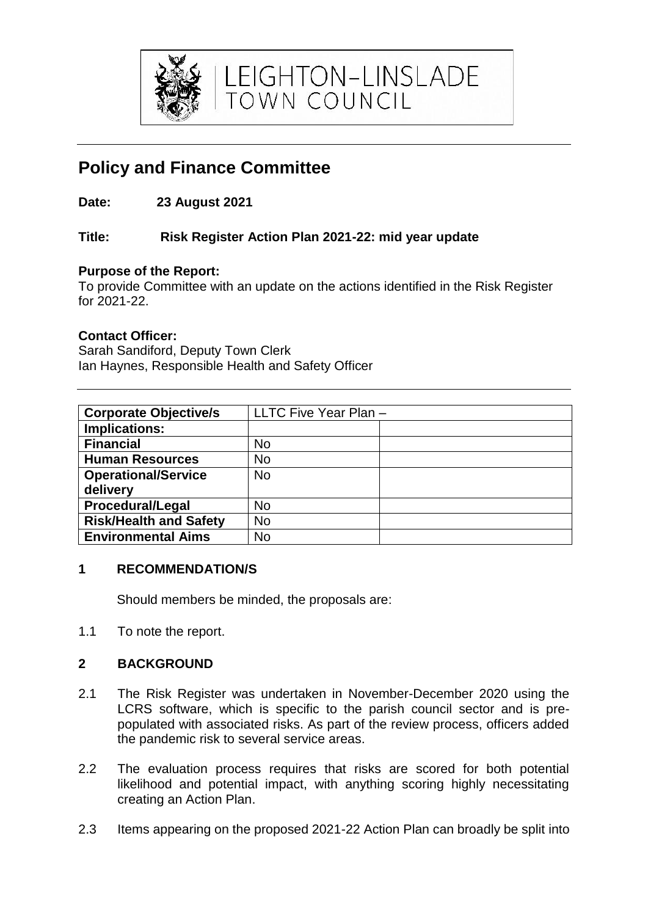LEIGHTON-LINSLADE TOWN COUNCIL

# Policy and Finance Committee

**Date: 23 August 2021**

**Title: Risk Register Action Plan 2021-22: mid year update**

**Purpose of the Report:**
To provide Committee with an update on the actions identified in the Risk Register for 2021-22.

**Contact Officer:**
Sarah Sandiford, Deputy Town Clerk
Ian Haynes, Responsible Health and Safety Officer

| **Corporate Objective/s** | LLTC Five Year Plan – | |
|---|---|---|
| **Implications:** | | |
| **Financial** | No | |
| **Human Resources** | No | |
| **Operational/Service delivery** | No | |
| **Procedural/Legal** | No | |
| **Risk/Health and Safety** | No | |
| **Environmental Aims** | No | |

## 1 RECOMMENDATION/S

Should members be minded, the proposals are:

1.1 To note the report.

## 2 BACKGROUND

2.1 The Risk Register was undertaken in November-December 2020 using the LCRS software, which is specific to the parish council sector and is pre-populated with associated risks. As part of the review process, officers added the pandemic risk to several service areas.

2.2 The evaluation process requires that risks are scored for both potential likelihood and potential impact, with anything scoring highly necessitating creating an Action Plan.

2.3 Items appearing on the proposed 2021-22 Action Plan can broadly be split into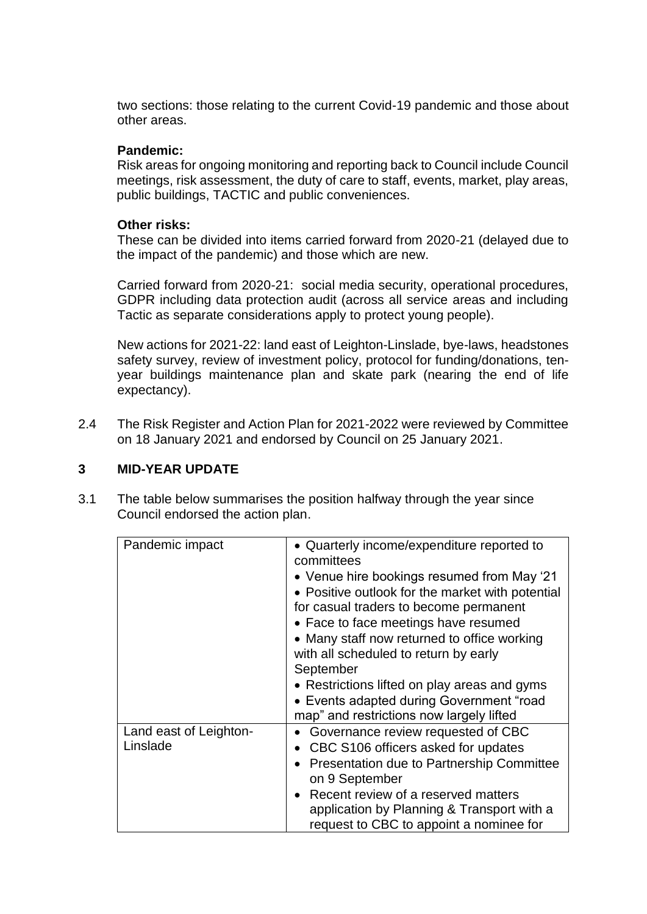two sections: those relating to the current Covid-19 pandemic and those about other areas.

**Pandemic:**
Risk areas for ongoing monitoring and reporting back to Council include Council meetings, risk assessment, the duty of care to staff, events, market, play areas, public buildings, TACTIC and public conveniences.

**Other risks:**
These can be divided into items carried forward from 2020-21 (delayed due to the impact of the pandemic) and those which are new.

Carried forward from 2020-21: social media security, operational procedures, GDPR including data protection audit (across all service areas and including Tactic as separate considerations apply to protect young people).

New actions for 2021-22: land east of Leighton-Linslade, bye-laws, headstones safety survey, review of investment policy, protocol for funding/donations, ten-year buildings maintenance plan and skate park (nearing the end of life expectancy).

2.4 The Risk Register and Action Plan for 2021-2022 were reviewed by Committee on 18 January 2021 and endorsed by Council on 25 January 2021.

## 3 MID-YEAR UPDATE

3.1 The table below summarises the position halfway through the year since Council endorsed the action plan.

| | |
|---|---|
| Pandemic impact | • Quarterly income/expenditure reported to committees<br>• Venue hire bookings resumed from May '21<br>• Positive outlook for the market with potential for casual traders to become permanent<br>• Face to face meetings have resumed<br>• Many staff now returned to office working with all scheduled to return by early September<br>• Restrictions lifted on play areas and gyms<br>• Events adapted during Government "road map" and restrictions now largely lifted |
| Land east of Leighton-Linslade | • Governance review requested of CBC<br>• CBC S106 officers asked for updates<br>• Presentation due to Partnership Committee on 9 September<br>• Recent review of a reserved matters application by Planning & Transport with a request to CBC to appoint a nominee for |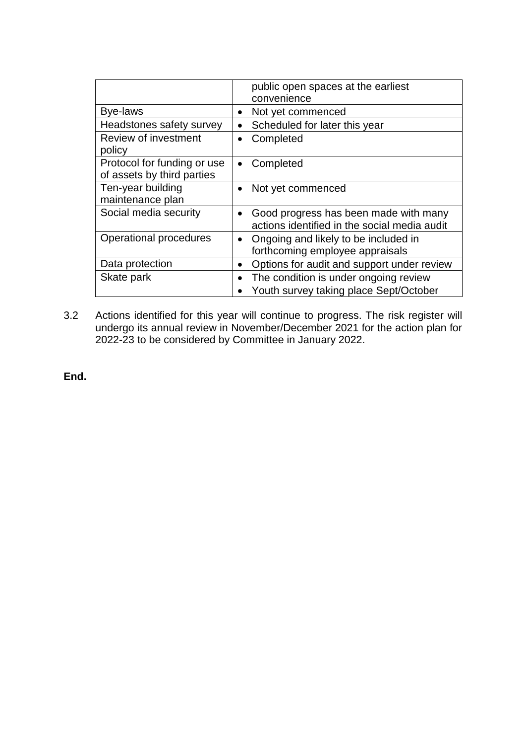| | |
|---|---|
| | public open spaces at the earliest convenience |
| Bye-laws | • Not yet commenced |
| Headstones safety survey | • Scheduled for later this year |
| Review of investment policy | • Completed |
| Protocol for funding or use of assets by third parties | • Completed |
| Ten-year building maintenance plan | • Not yet commenced |
| Social media security | • Good progress has been made with many actions identified in the social media audit |
| Operational procedures | • Ongoing and likely to be included in forthcoming employee appraisals |
| Data protection | • Options for audit and support under review |
| Skate park | • The condition is under ongoing review<br>• Youth survey taking place Sept/October |

3.2 Actions identified for this year will continue to progress. The risk register will undergo its annual review in November/December 2021 for the action plan for 2022-23 to be considered by Committee in January 2022.

**End.**